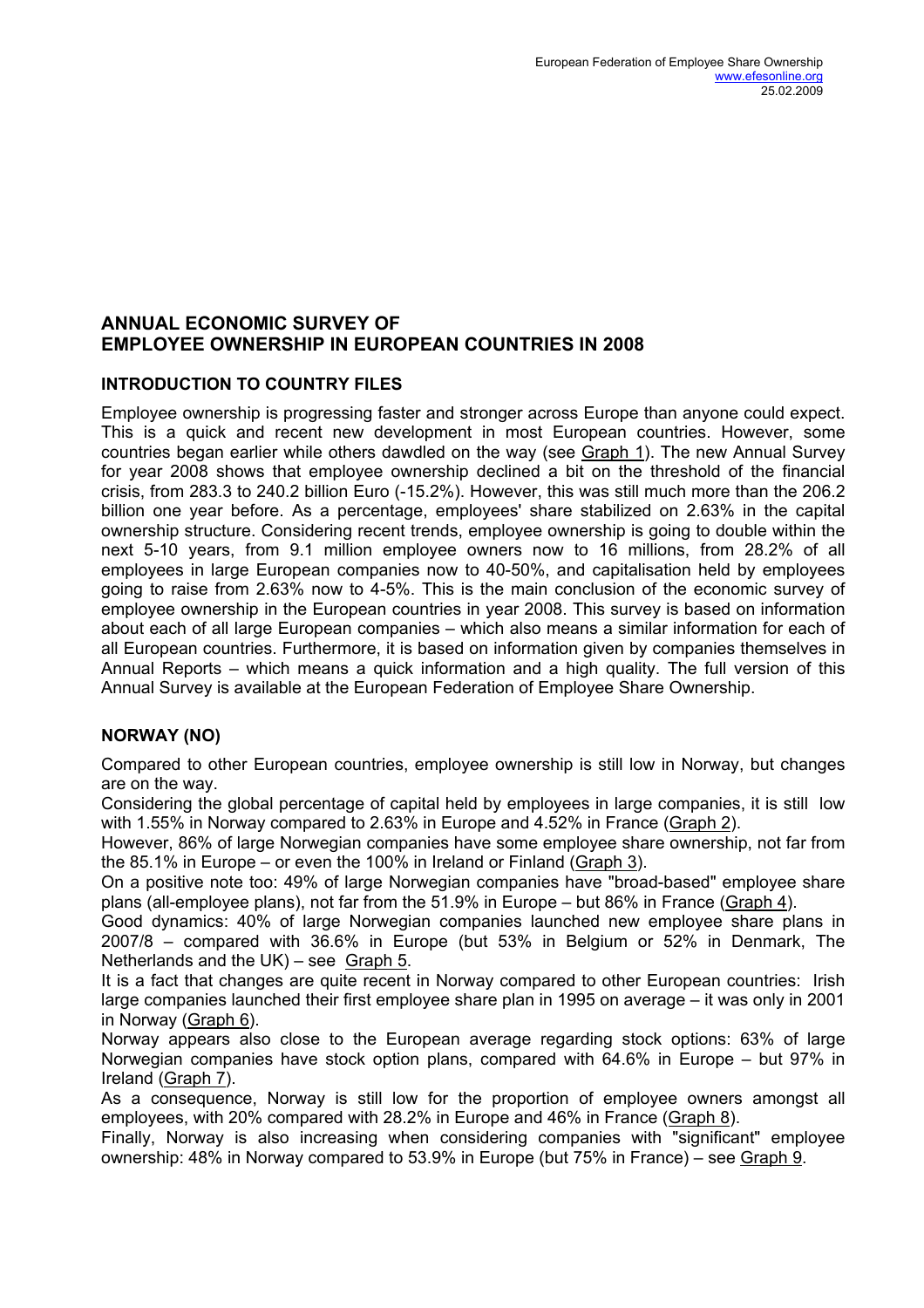European Federation of Employee Share Ownership
www.efesonline.org
25.02.2009

## ANNUAL ECONOMIC SURVEY OF EMPLOYEE OWNERSHIP IN EUROPEAN COUNTRIES IN 2008

### INTRODUCTION TO COUNTRY FILES

Employee ownership is progressing faster and stronger across Europe than anyone could expect. This is a quick and recent new development in most European countries. However, some countries began earlier while others dawdled on the way (see Graph 1). The new Annual Survey for year 2008 shows that employee ownership declined a bit on the threshold of the financial crisis, from 283.3 to 240.2 billion Euro (-15.2%). However, this was still much more than the 206.2 billion one year before. As a percentage, employees' share stabilized on 2.63% in the capital ownership structure. Considering recent trends, employee ownership is going to double within the next 5-10 years, from 9.1 million employee owners now to 16 millions, from 28.2% of all employees in large European companies now to 40-50%, and capitalisation held by employees going to raise from 2.63% now to 4-5%. This is the main conclusion of the economic survey of employee ownership in the European countries in year 2008. This survey is based on information about each of all large European companies – which also means a similar information for each of all European countries. Furthermore, it is based on information given by companies themselves in Annual Reports – which means a quick information and a high quality. The full version of this Annual Survey is available at the European Federation of Employee Share Ownership.

### NORWAY (NO)

Compared to other European countries, employee ownership is still low in Norway, but changes are on the way.

Considering the global percentage of capital held by employees in large companies, it is still low with 1.55% in Norway compared to 2.63% in Europe and 4.52% in France (Graph 2).

However, 86% of large Norwegian companies have some employee share ownership, not far from the 85.1% in Europe – or even the 100% in Ireland or Finland (Graph 3).

On a positive note too: 49% of large Norwegian companies have "broad-based" employee share plans (all-employee plans), not far from the 51.9% in Europe – but 86% in France (Graph 4).

Good dynamics: 40% of large Norwegian companies launched new employee share plans in 2007/8 – compared with 36.6% in Europe (but 53% in Belgium or 52% in Denmark, The Netherlands and the UK) – see Graph 5.

It is a fact that changes are quite recent in Norway compared to other European countries: Irish large companies launched their first employee share plan in 1995 on average – it was only in 2001 in Norway (Graph 6).

Norway appears also close to the European average regarding stock options: 63% of large Norwegian companies have stock option plans, compared with 64.6% in Europe – but 97% in Ireland (Graph 7).

As a consequence, Norway is still low for the proportion of employee owners amongst all employees, with 20% compared with 28.2% in Europe and 46% in France (Graph 8).

Finally, Norway is also increasing when considering companies with "significant" employee ownership: 48% in Norway compared to 53.9% in Europe (but 75% in France) – see Graph 9.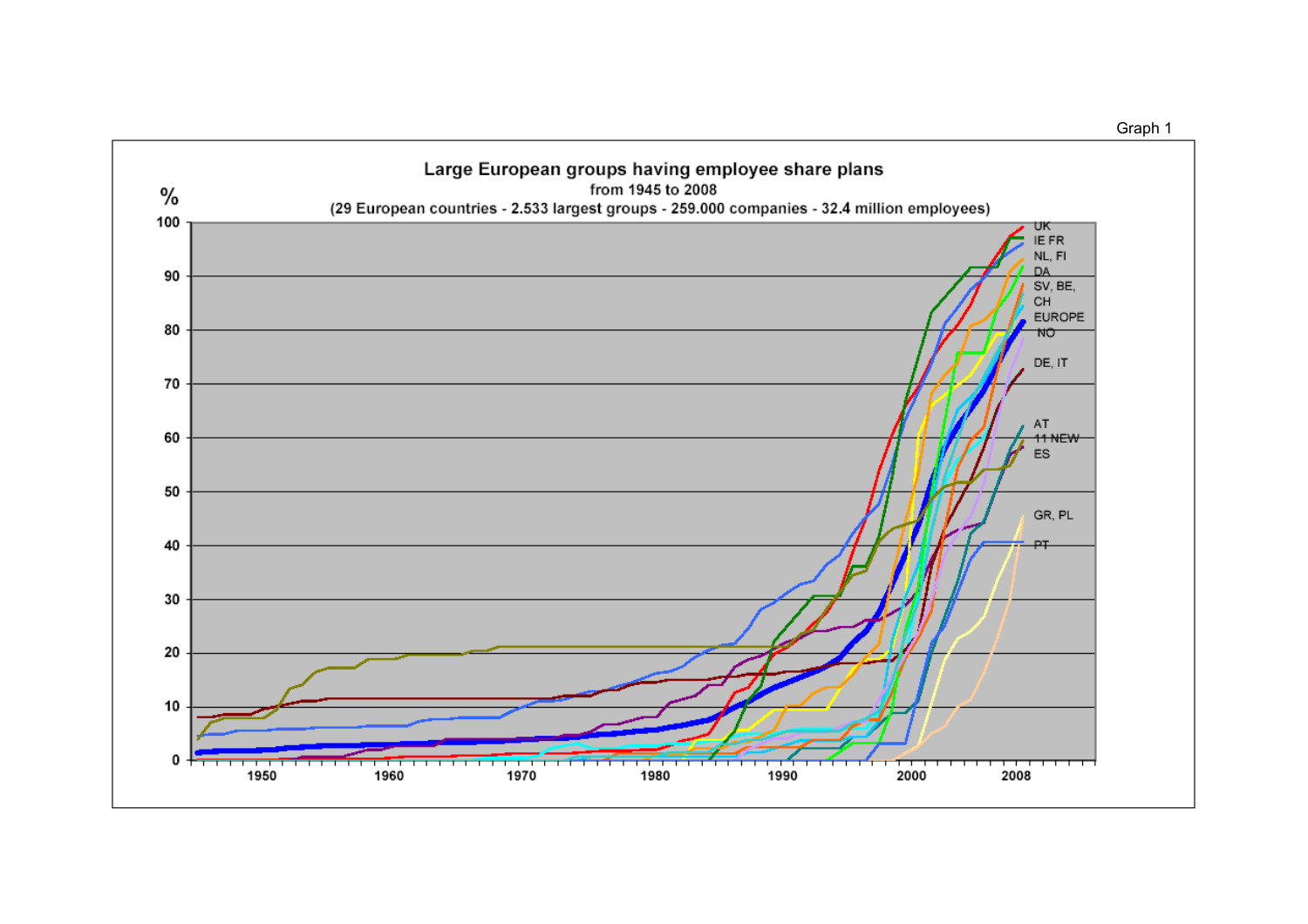Graph 1

**Large European groups having employee share plans**

from 1945 to 2008

(29 European countries - 2.533 largest groups - 259.000 companies - 32.4 million employees)

%

100, 90, 80, 70, 60, 50, 40, 30, 20, 10, 0

1950, 1960, 1970, 1980, 1990, 2000, 2008

UK
IE FR
NL, FI
DA
SV, BE,
CH
EUROPE
NO
DE, IT
AT
11 NEW
ES
GR, PL
PT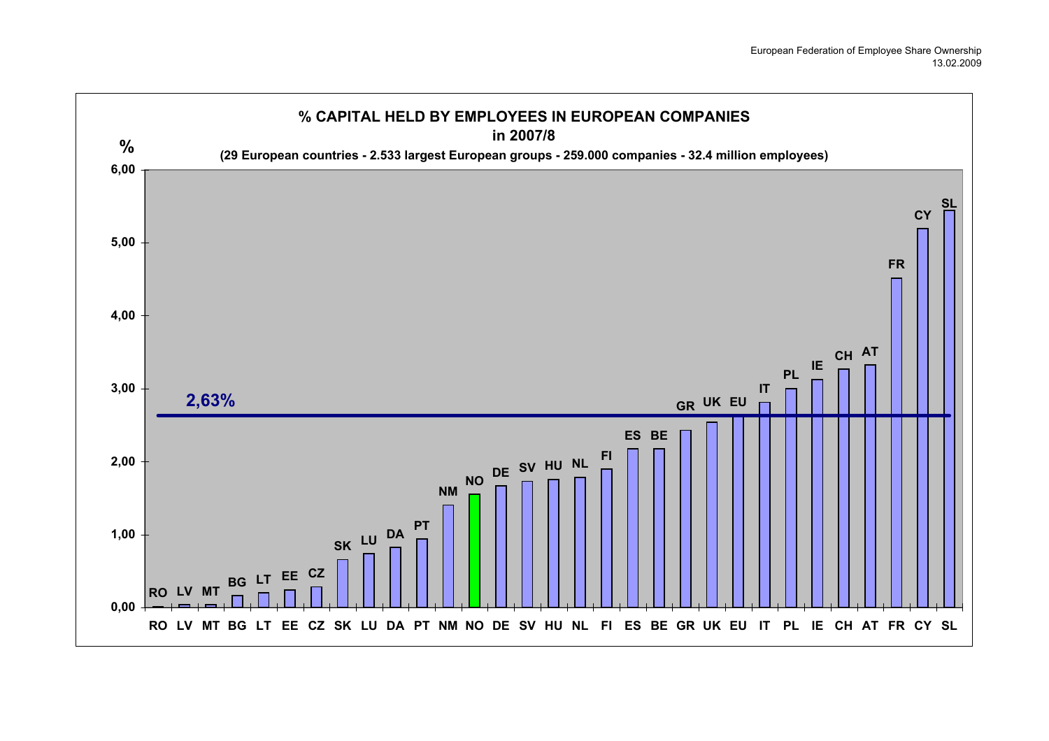European Federation of Employee Share Ownership
13.02.2009

# % CAPITAL HELD BY EMPLOYEES IN EUROPEAN COMPANIES in 2007/8

(29 European countries - 2.533 largest European groups - 259.000 companies - 32.4 million employees)

%

6,00
5,00
4,00
3,00
2,00
1,00
0,00

2,63%

RO LV MT BG LT EE CZ SK LU DA PT NM NO DE SV HU NL FI ES BE GR UK EU IT PL IE CH AT FR CY SL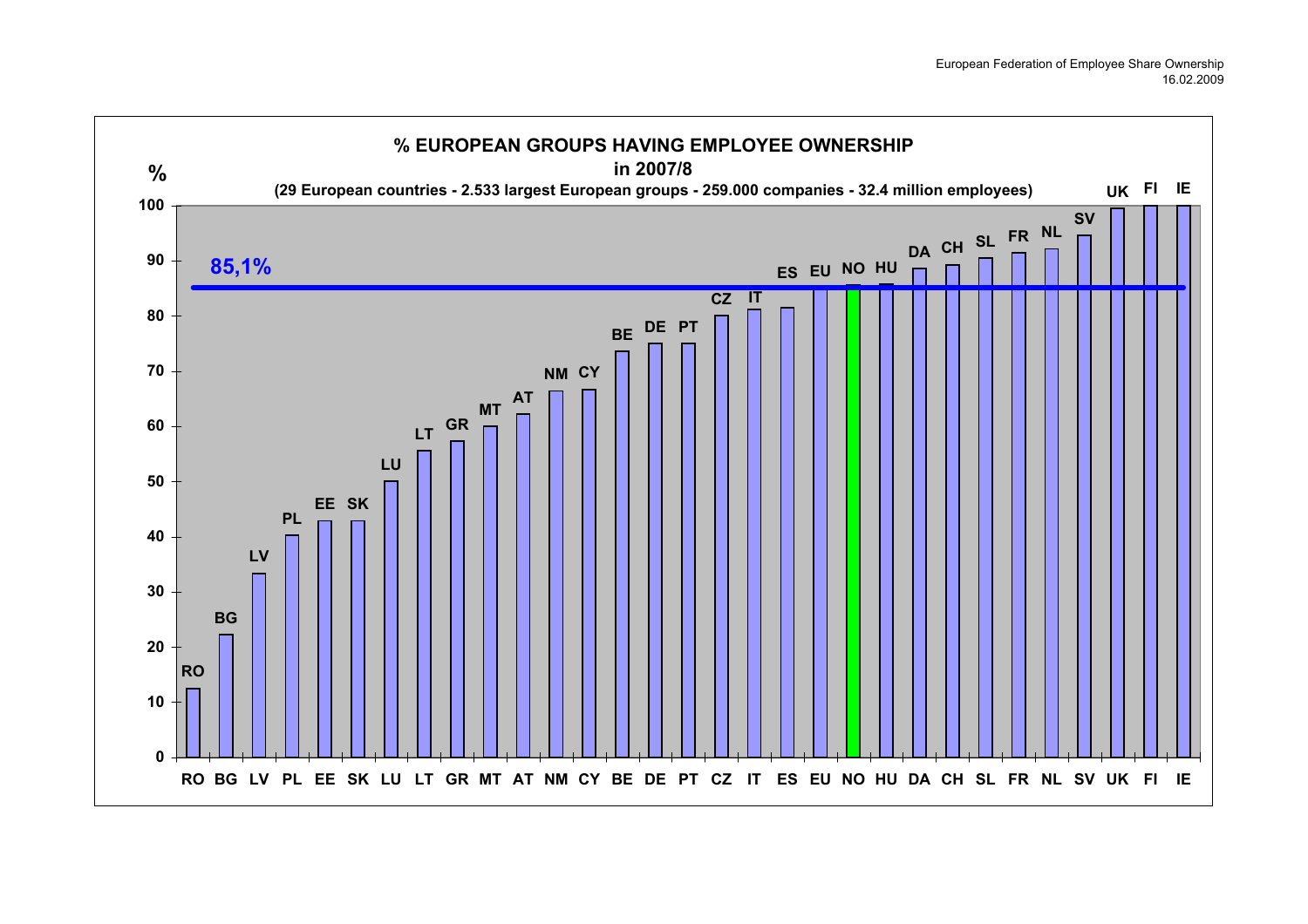European Federation of Employee Share Ownership
16.02.2009

## % EUROPEAN GROUPS HAVING EMPLOYEE OWNERSHIP in 2007/8

**(29 European countries - 2.533 largest European groups - 259.000 companies - 32.4 million employees)**

**85,1%**

| Country | % (approx.) |
|---|---|
| RO | 12.5 |
| BG | 22 |
| LV | 33 |
| PL | 40 |
| EE | 43 |
| SK | 43 |
| LU | 50 |
| LT | 55.5 |
| GR | 57 |
| MT | 60 |
| AT | 62 |
| NM | 66 |
| CY | 66.5 |
| BE | 73.5 |
| DE | 75 |
| PT | 75 |
| CZ | 80 |
| IT | 81 |
| ES | 81.5 |
| EU | 85.1 |
| NO | 85.5 |
| HU | 85.5 |
| DA | 88.5 |
| CH | 89 |
| SL | 90.5 |
| FR | 91.5 |
| NL | 92 |
| SV | 94.5 |
| UK | 99.5 |
| FI | 100 |
| IE | 100 |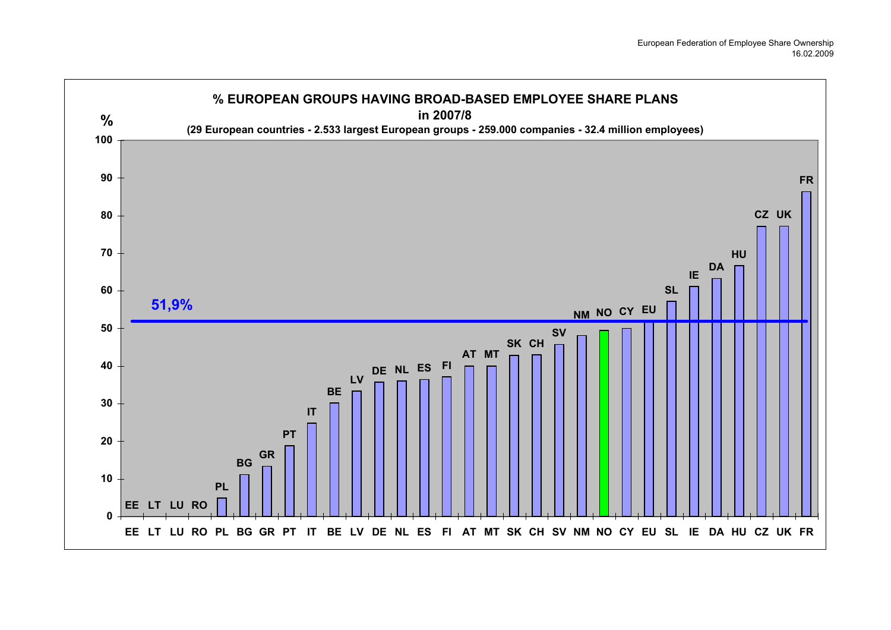European Federation of Employee Share Ownership
16.02.2009

# % EUROPEAN GROUPS HAVING BROAD-BASED EMPLOYEE SHARE PLANS in 2007/8

(29 European countries - 2.533 largest European groups - 259.000 companies - 32.4 million employees)

%

100
90
80
70
60
50
40
30
20
10
0

51,9%

EE LT LU RO PL BG GR PT IT BE LV DE NL ES FI AT MT SK CH SV NM NO CY EU SL IE DA HU CZ UK FR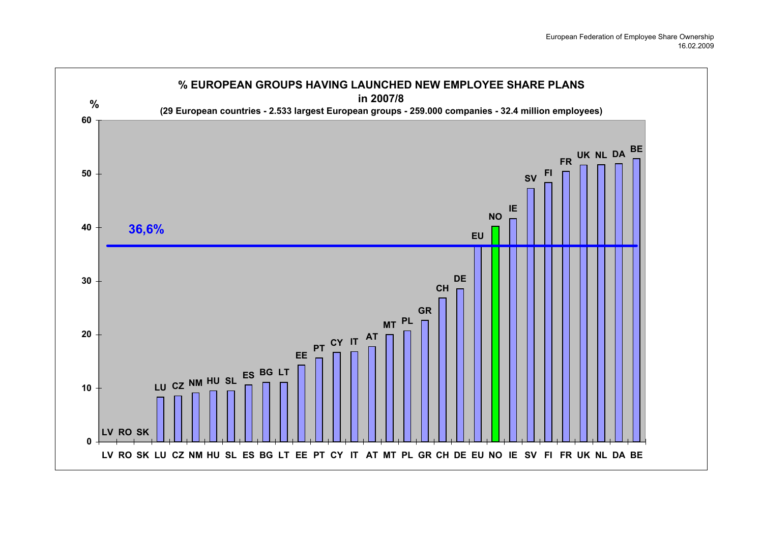European Federation of Employee Share Ownership
16.02.2009

## % EUROPEAN GROUPS HAVING LAUNCHED NEW EMPLOYEE SHARE PLANS in 2007/8

**(29 European countries - 2.533 largest European groups - 259.000 companies - 32.4 million employees)**

| Country | % |
|---|---|
| LV | 0 |
| RO | 0 |
| SK | 0 |
| LU | 8.3 |
| CZ | 8.5 |
| NM | 9.1 |
| HU | 9.5 |
| SL | 9.5 |
| ES | 10.6 |
| BG | 11.1 |
| LT | 11.1 |
| EE | 14.3 |
| PT | 15.6 |
| CY | 16.7 |
| IT | 16.8 |
| AT | 17.8 |
| MT | 20.0 |
| PL | 20.7 |
| GR | 22.6 |
| CH | 26.8 |
| DE | 28.5 |
| EU | 36.6 |
| NO | 40.2 |
| IE | 41.6 |
| SV | 47.3 |
| FI | 48.4 |
| FR | 50.5 |
| UK | 51.7 |
| NL | 51.8 |
| DA | 51.9 |
| BE | 52.8 |

EU average: 36,6%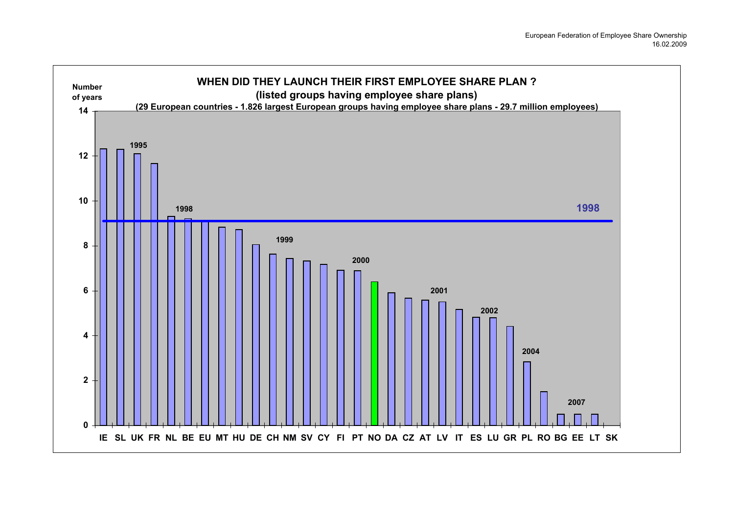# WHEN DID THEY LAUNCH THEIR FIRST EMPLOYEE SHARE PLAN ?

## (listed groups having employee share plans)

### (29 European countries - 1.826 largest European groups having employee share plans - 29.7 million employees)

Number of years

14

12

10

8

6

4

2

0

1995

1998

1998

1999

2000

2001

2002

2004

2007

IE SL UK FR NL BE EU MT HU DE CH NM SV CY FI PT NO DA CZ AT LV IT ES LU GR PL RO BG EE LT SK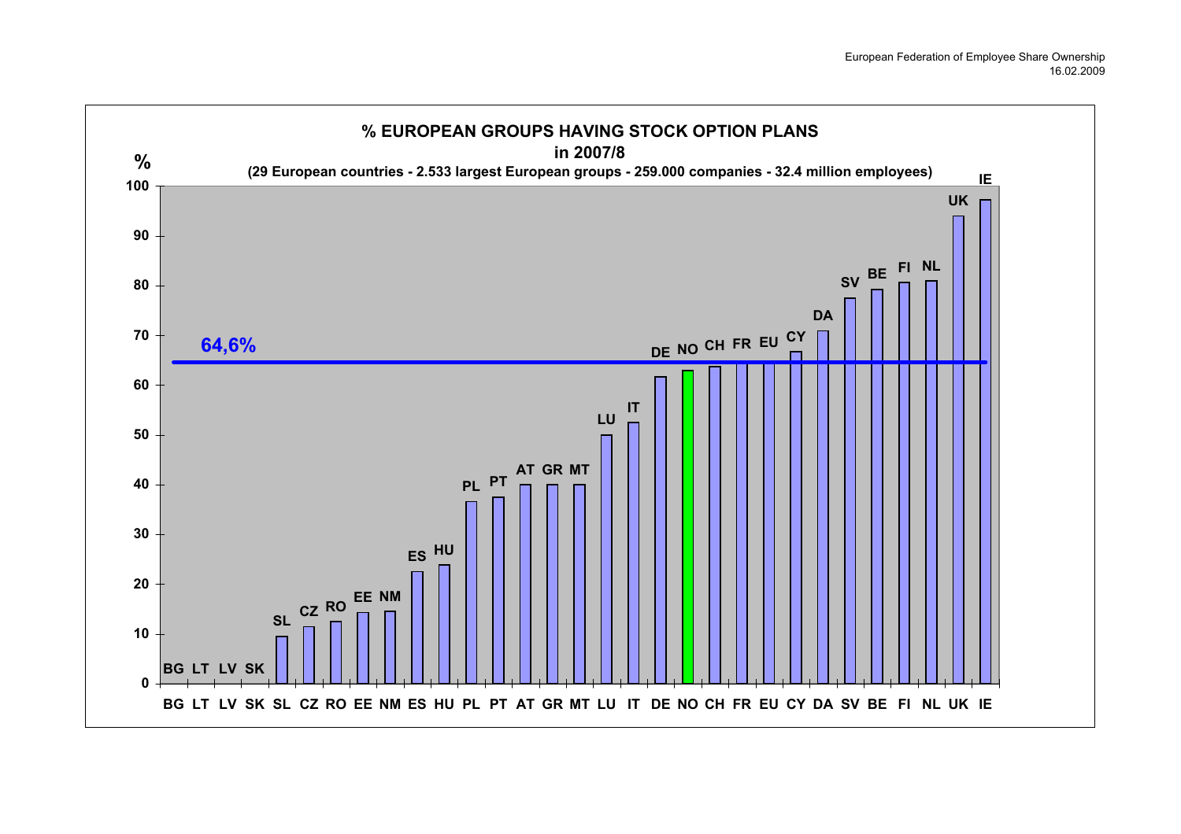European Federation of Employee Share Ownership
16.02.2009

## % EUROPEAN GROUPS HAVING STOCK OPTION PLANS in 2007/8

(29 European countries - 2.533 largest European groups - 259.000 companies - 32.4 million employees)

%

64,6%

BG LT LV SK SL CZ RO EE NM ES HU PL PT AT GR MT LU IT DE NO CH FR EU CY DA SV BE FI NL UK IE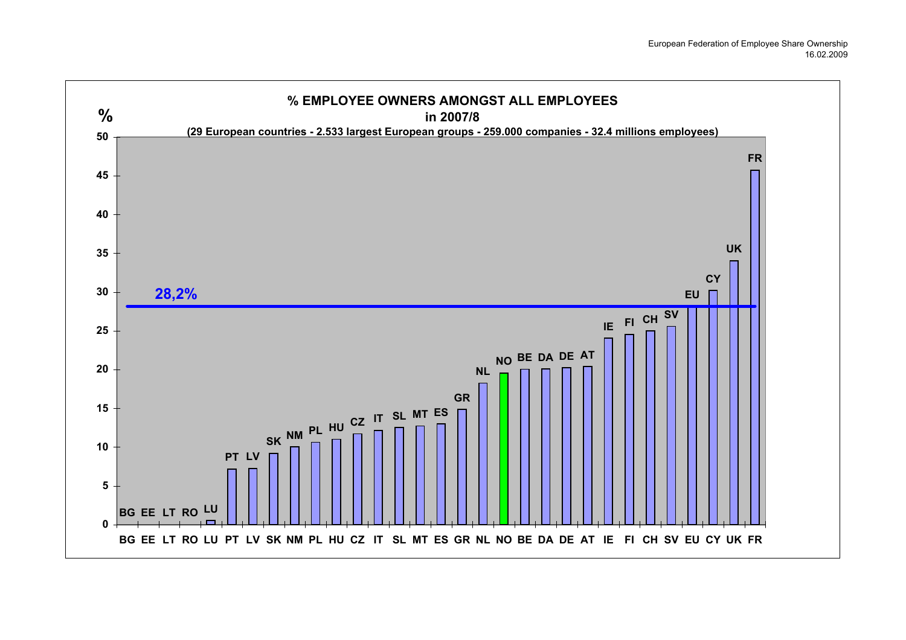European Federation of Employee Share Ownership
16.02.2009

**% EMPLOYEE OWNERS AMONGST ALL EMPLOYEES**
**in 2007/8**
**(29 European countries - 2.533 largest European groups - 259.000 companies - 32.4 millions employees)**

28,2%

| Country | % |
|---|---|
| BG | 0 |
| EE | 0 |
| LT | 0 |
| RO | 0 |
| LU | 0.5 |
| PT | 7.1 |
| LV | 7.2 |
| SK | 9.2 |
| NM | 10.0 |
| PL | 10.6 |
| HU | 11.0 |
| CZ | 11.7 |
| IT | 12.1 |
| SL | 12.5 |
| MT | 12.7 |
| ES | 13.0 |
| GR | 14.8 |
| NL | 18.2 |
| NO | 19.5 |
| BE | 20.0 |
| DA | 20.0 |
| DE | 20.2 |
| AT | 20.4 |
| IE | 24.0 |
| FI | 24.5 |
| CH | 24.9 |
| SV | 25.5 |
| EU | 28.2 |
| CY | 30.2 |
| UK | 34.0 |
| FR | 45.7 |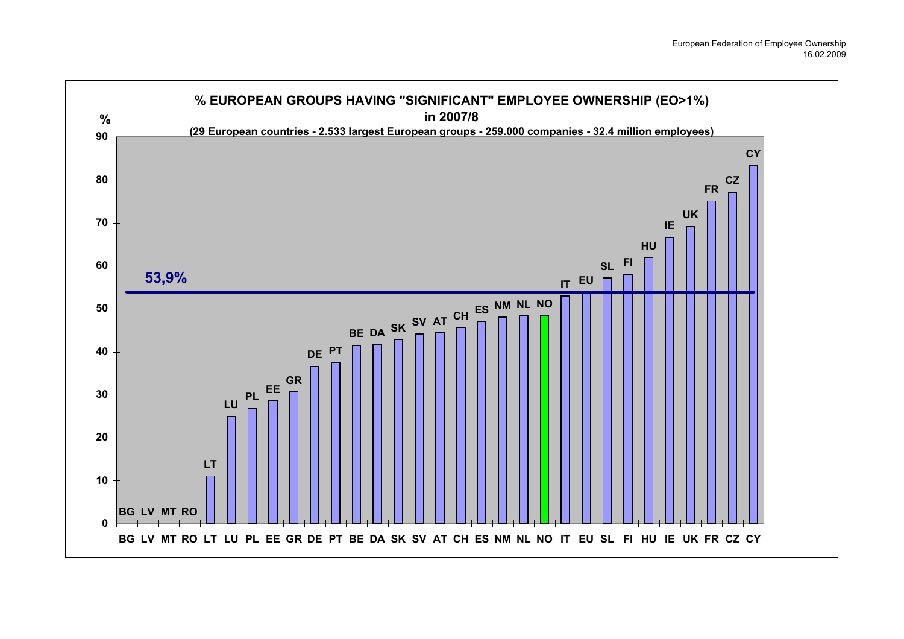European Federation of Employee Ownership
16.02.2009

**% EUROPEAN GROUPS HAVING "SIGNIFICANT" EMPLOYEE OWNERSHIP (EO>1%) in 2007/8**

**(29 European countries - 2.533 largest European groups - 259.000 companies - 32.4 million employees)**

%

90
80
70
60
50
40
30
20
10
0

**53,9%**

BG LV MT RO LT LU PL EE GR DE PT BE DA SK SV AT CH ES NM NL NO IT EU SL FI HU IE UK FR CZ CY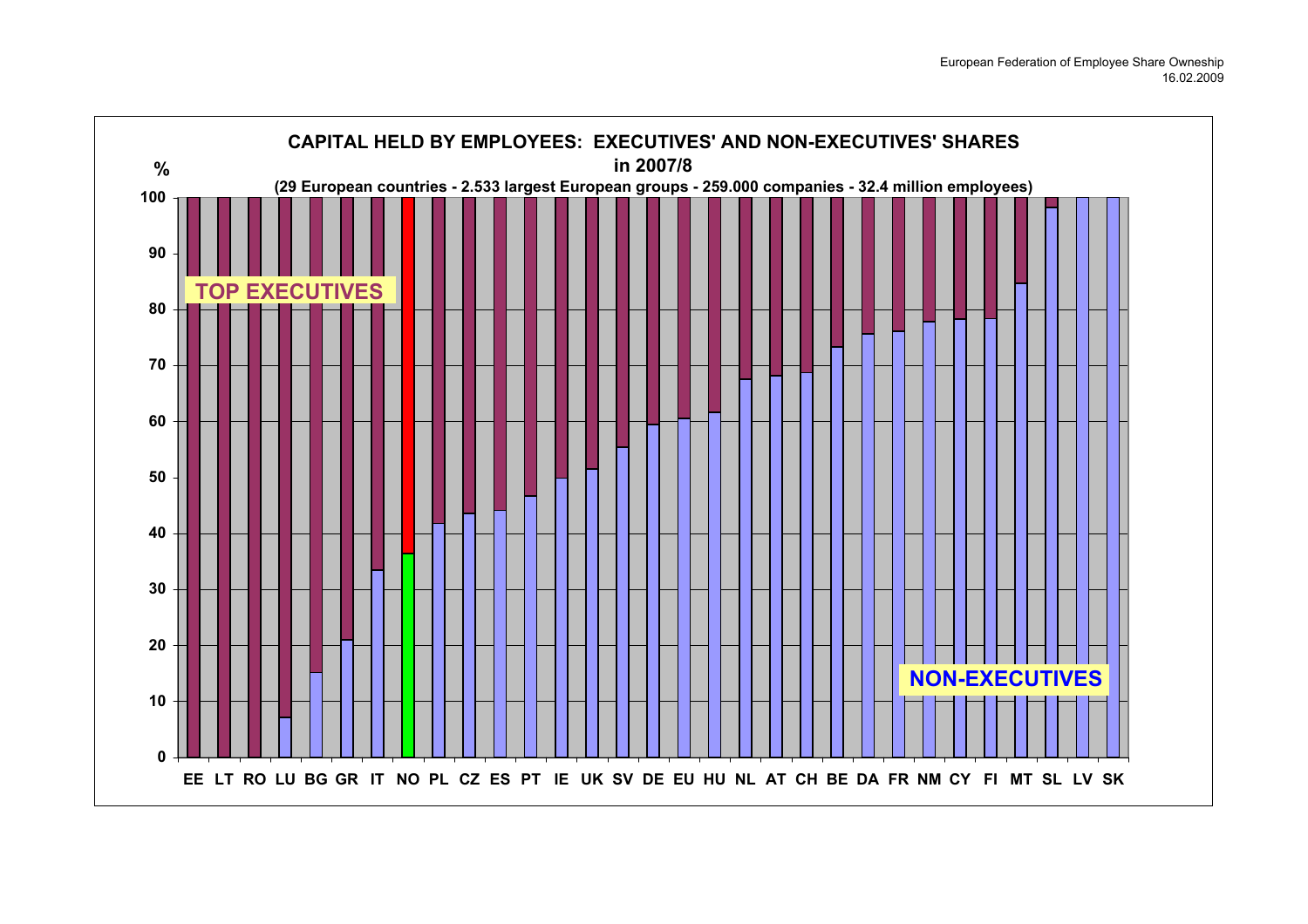European Federation of Employee Share Owneship
16.02.2009

CAPITAL HELD BY EMPLOYEES: EXECUTIVES' AND NON-EXECUTIVES' SHARES
in 2007/8
(29 European countries - 2.533 largest European groups - 259.000 companies - 32.4 million employees)

%

100
90
80
70
60
50
40
30
20
10
0

TOP EXECUTIVES

NON-EXECUTIVES

EE LT RO LU BG GR IT NO PL CZ ES PT IE UK SV DE EU HU NL AT CH BE DA FR NM CY FI MT SL LV SK